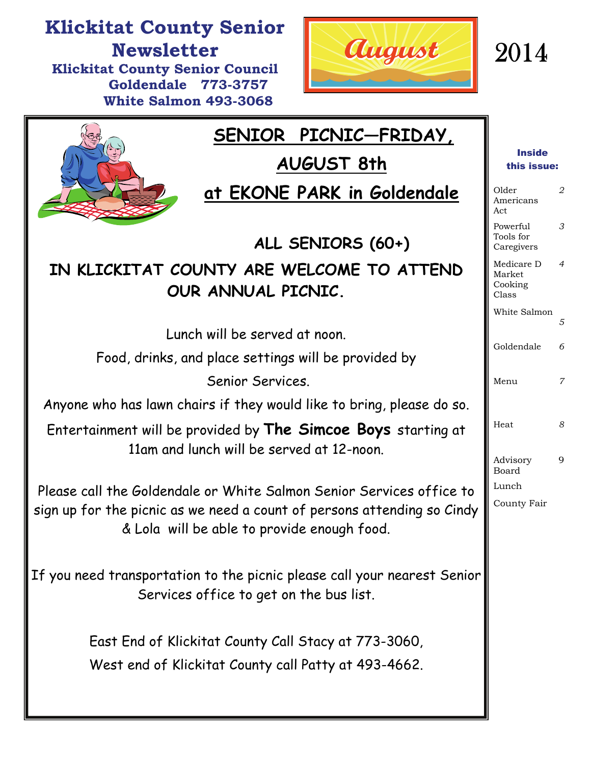# Klickitat County Senior Newsletter

**Klickitat County Senior Council**
**Goldendale 773-3757**
**White Salmon 493-3068**

**August** 2014

## SENIOR PICNIC—FRIDAY, AUGUST 8th at EKONE PARK in Goldendale

**ALL SENIORS (60+)**

**IN KLICKITAT COUNTY ARE WELCOME TO ATTEND OUR ANNUAL PICNIC.**

Lunch will be served at noon.

Food, drinks, and place settings will be provided by Senior Services.

Anyone who has lawn chairs if they would like to bring, please do so.

Entertainment will be provided by **The Simcoe Boys** starting at 11am and lunch will be served at 12-noon.

Please call the Goldendale or White Salmon Senior Services office to sign up for the picnic as we need a count of persons attending so Cindy & Lola will be able to provide enough food.

If you need transportation to the picnic please call your nearest Senior Services office to get on the bus list.

East End of Klickitat County Call Stacy at 773-3060,
West end of Klickitat County call Patty at 493-4662.

**Inside this issue:**

| | |
|---|---|
| Older Americans Act | 2 |
| Powerful Tools for Caregivers | 3 |
| Medicare D Market Cooking Class | 4 |
| White Salmon | 5 |
| Goldendale | 6 |
| Menu | 7 |
| Heat | 8 |
| Advisory Board | 9 |
| Lunch | |
| County Fair | |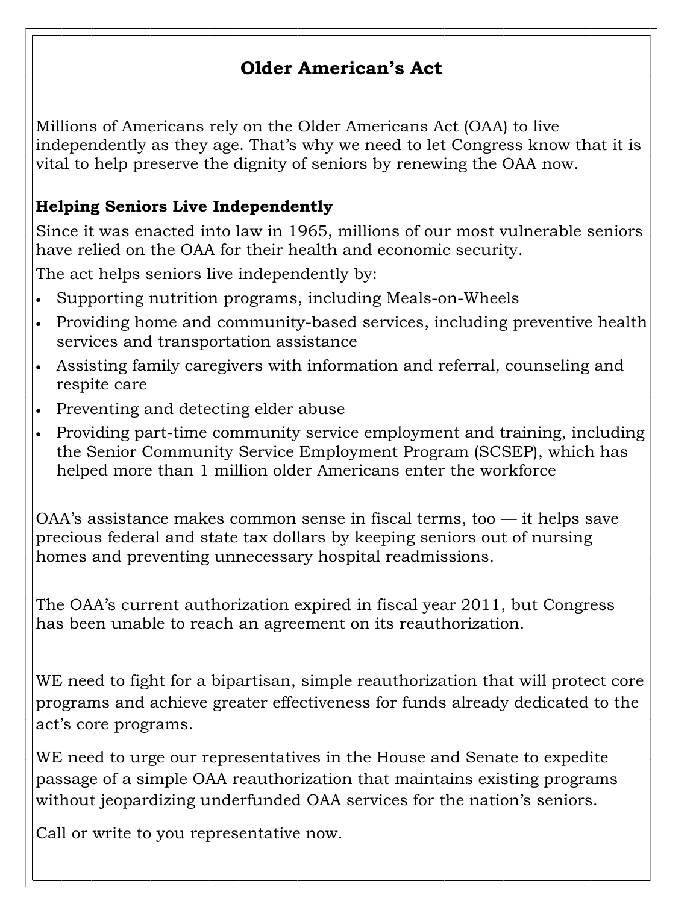# Older American's Act

Millions of Americans rely on the Older Americans Act (OAA) to live independently as they age. That's why we need to let Congress know that it is vital to help preserve the dignity of seniors by renewing the OAA now.

**Helping Seniors Live Independently**

Since it was enacted into law in 1965, millions of our most vulnerable seniors have relied on the OAA for their health and economic security.

The act helps seniors live independently by:

- Supporting nutrition programs, including Meals-on-Wheels
- Providing home and community-based services, including preventive health services and transportation assistance
- Assisting family caregivers with information and referral, counseling and respite care
- Preventing and detecting elder abuse
- Providing part-time community service employment and training, including the Senior Community Service Employment Program (SCSEP), which has helped more than 1 million older Americans enter the workforce

OAA's assistance makes common sense in fiscal terms, too — it helps save precious federal and state tax dollars by keeping seniors out of nursing homes and preventing unnecessary hospital readmissions.

The OAA's current authorization expired in fiscal year 2011, but Congress has been unable to reach an agreement on its reauthorization.

WE need to fight for a bipartisan, simple reauthorization that will protect core programs and achieve greater effectiveness for funds already dedicated to the act's core programs.

WE need to urge our representatives in the House and Senate to expedite passage of a simple OAA reauthorization that maintains existing programs without jeopardizing underfunded OAA services for the nation's seniors.

Call or write to you representative now.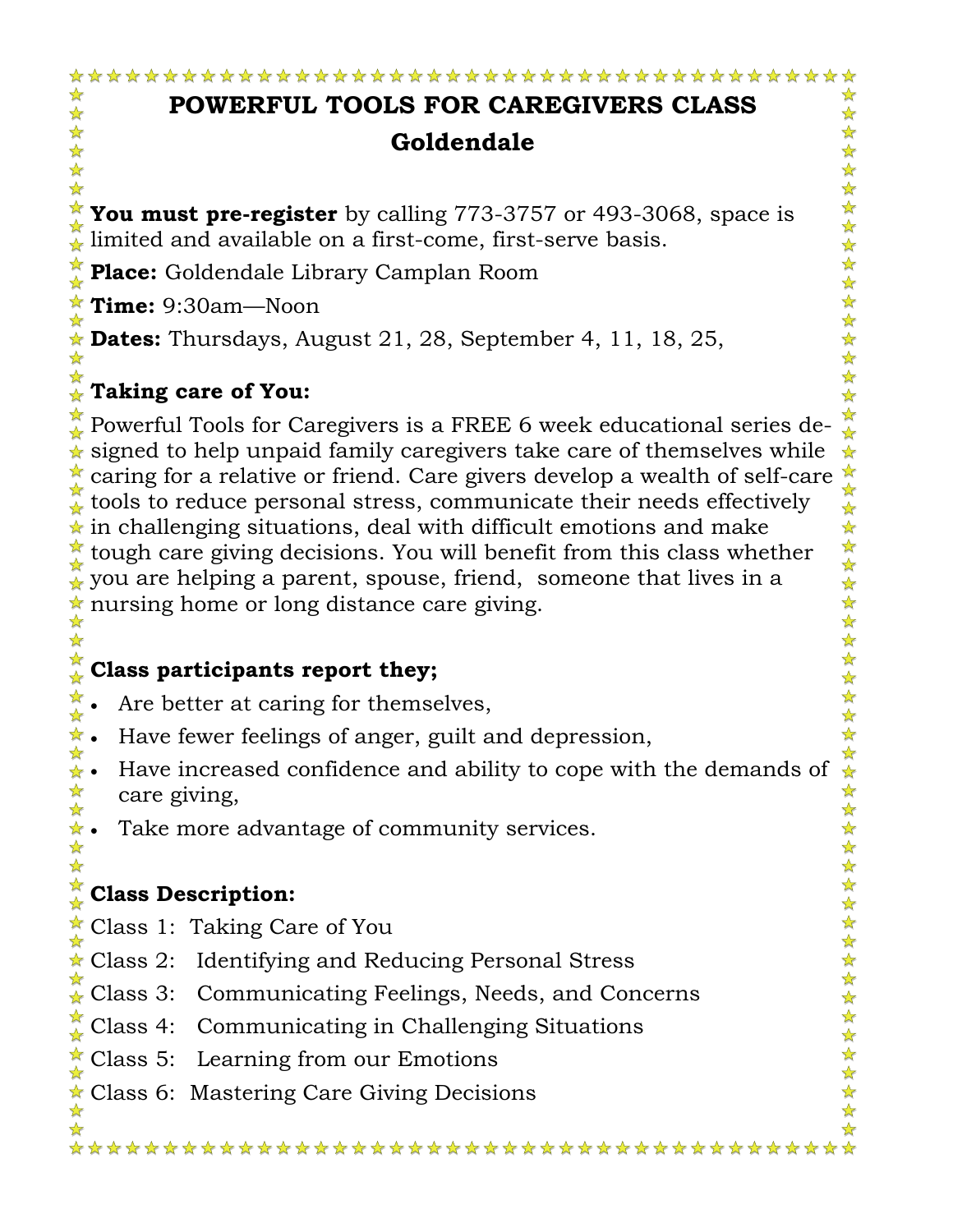# POWERFUL TOOLS FOR CAREGIVERS CLASS

## Goldendale

**You must pre-register** by calling 773-3757 or 493-3068, space is limited and available on a first-come, first-serve basis.

**Place:** Goldendale Library Camplan Room

**Time:** 9:30am—Noon

**Dates:** Thursdays, August 21, 28, September 4, 11, 18, 25,

**Taking care of You:**

Powerful Tools for Caregivers is a FREE 6 week educational series designed to help unpaid family caregivers take care of themselves while caring for a relative or friend. Care givers develop a wealth of self-care tools to reduce personal stress, communicate their needs effectively in challenging situations, deal with difficult emotions and make tough care giving decisions. You will benefit from this class whether you are helping a parent, spouse, friend, someone that lives in a nursing home or long distance care giving.

**Class participants report they;**

- Are better at caring for themselves,
- Have fewer feelings of anger, guilt and depression,
- Have increased confidence and ability to cope with the demands of care giving,
- Take more advantage of community services.

**Class Description:**

Class 1: Taking Care of You

Class 2: Identifying and Reducing Personal Stress

Class 3: Communicating Feelings, Needs, and Concerns

Class 4: Communicating in Challenging Situations

Class 5: Learning from our Emotions

Class 6: Mastering Care Giving Decisions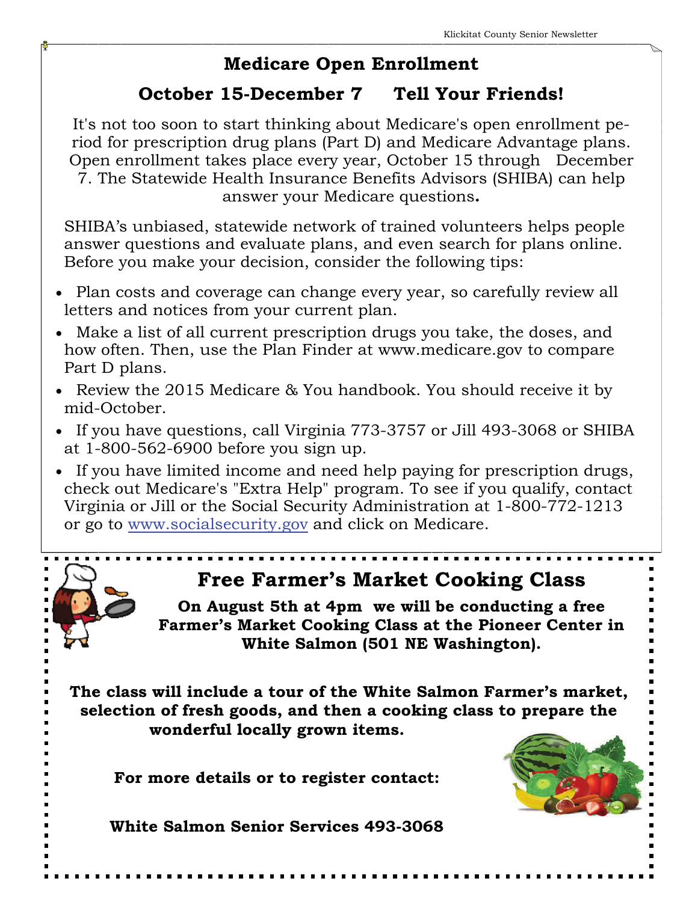## Medicare Open Enrollment

### October 15-December 7 Tell Your Friends!

It's not too soon to start thinking about Medicare's open enrollment period for prescription drug plans (Part D) and Medicare Advantage plans. Open enrollment takes place every year, October 15 through December 7. The Statewide Health Insurance Benefits Advisors (SHIBA) can help answer your Medicare questions**.**

SHIBA's unbiased, statewide network of trained volunteers helps people answer questions and evaluate plans, and even search for plans online. Before you make your decision, consider the following tips:

- Plan costs and coverage can change every year, so carefully review all letters and notices from your current plan.
- Make a list of all current prescription drugs you take, the doses, and how often. Then, use the Plan Finder at www.medicare.gov to compare Part D plans.
- Review the 2015 Medicare & You handbook. You should receive it by mid-October.
- If you have questions, call Virginia 773-3757 or Jill 493-3068 or SHIBA at 1-800-562-6900 before you sign up.
- If you have limited income and need help paying for prescription drugs, check out Medicare's "Extra Help" program. To see if you qualify, contact Virginia or Jill or the Social Security Administration at 1-800-772-1213 or go to www.socialsecurity.gov and click on Medicare.

## Free Farmer's Market Cooking Class

**On August 5th at 4pm we will be conducting a free Farmer's Market Cooking Class at the Pioneer Center in White Salmon (501 NE Washington).**

**The class will include a tour of the White Salmon Farmer's market, selection of fresh goods, and then a cooking class to prepare the wonderful locally grown items.**

**For more details or to register contact:**

**White Salmon Senior Services 493-3068**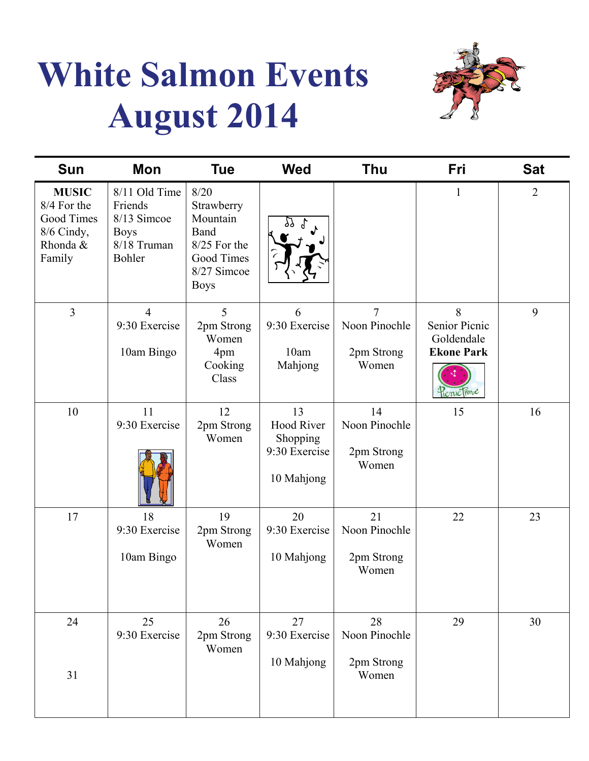# White Salmon Events August 2014

| Sun | Mon | Tue | Wed | Thu | Fri | Sat |
|---|---|---|---|---|---|---|
| **MUSIC** 8/4 For the Good Times 8/6 Cindy, Rhonda & Family | 8/11 Old Time Friends 8/13 Simcoe Boys 8/18 Truman Bohler | 8/20 Strawberry Mountain Band 8/25 For the Good Times 8/27 Simcoe Boys | | | 1 | 2 |
| 3 | 4 9:30 Exercise 10am Bingo | 5 2pm Strong Women 4pm Cooking Class | 6 9:30 Exercise 10am Mahjong | 7 Noon Pinochle 2pm Strong Women | 8 Senior Picnic Goldendale **Ekone Park** | 9 |
| 10 | 11 9:30 Exercise | 12 2pm Strong Women | 13 Hood River Shopping 9:30 Exercise 10 Mahjong | 14 Noon Pinochle 2pm Strong Women | 15 | 16 |
| 17 | 18 9:30 Exercise 10am Bingo | 19 2pm Strong Women | 20 9:30 Exercise 10 Mahjong | 21 Noon Pinochle 2pm Strong Women | 22 | 23 |
| 24 31 | 25 9:30 Exercise | 26 2pm Strong Women | 27 9:30 Exercise 10 Mahjong | 28 Noon Pinochle 2pm Strong Women | 29 | 30 |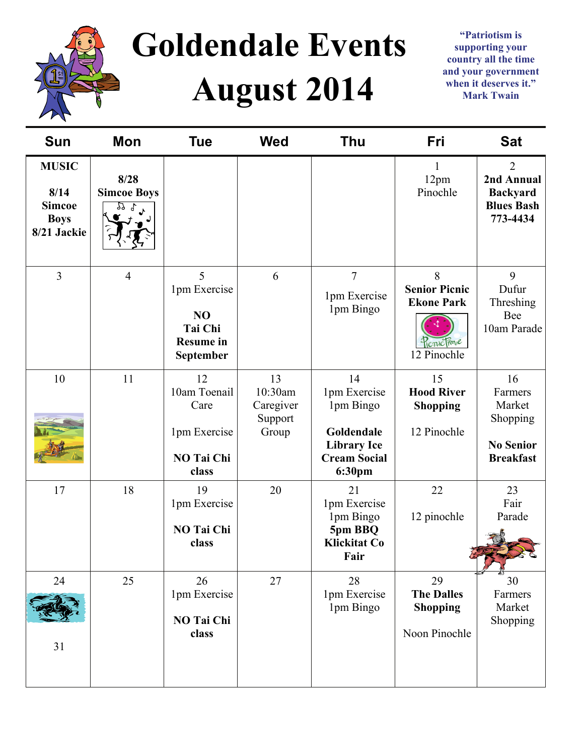# Goldendale Events August 2014

**"Patriotism is supporting your country all the time and your government when it deserves it." Mark Twain**

| Sun | Mon | Tue | Wed | Thu | Fri | Sat |
|---|---|---|---|---|---|---|
| **MUSIC** **8/14 Simcoe Boys** **8/21 Jackie** | **8/28 Simcoe Boys** | | | | 1 12pm Pinochle | 2 **2nd Annual Backyard Blues Bash 773-4434** |
| 3 | 4 | 5 1pm Exercise **NO Tai Chi Resume in September** | 6 | 7 1pm Exercise 1pm Bingo | 8 **Senior Picnic Ekone Park** 12 Pinochle | 9 Dufur Threshing Bee 10am Parade |
| 10 | 11 | 12 10am Toenail Care 1pm Exercise **NO Tai Chi class** | 13 10:30am Caregiver Support Group | 14 1pm Exercise 1pm Bingo **Goldendale Library Ice Cream Social 6:30pm** | 15 **Hood River Shopping** 12 Pinochle | 16 Farmers Market Shopping **No Senior Breakfast** |
| 17 | 18 | 19 1pm Exercise **NO Tai Chi class** | 20 | 21 1pm Exercise 1pm Bingo **5pm BBQ Klickitat Co Fair** | 22 12 pinochle | 23 Fair Parade |
| 24 31 | 25 | 26 1pm Exercise **NO Tai Chi class** | 27 | 28 1pm Exercise 1pm Bingo | 29 **The Dalles Shopping** Noon Pinochle | 30 Farmers Market Shopping |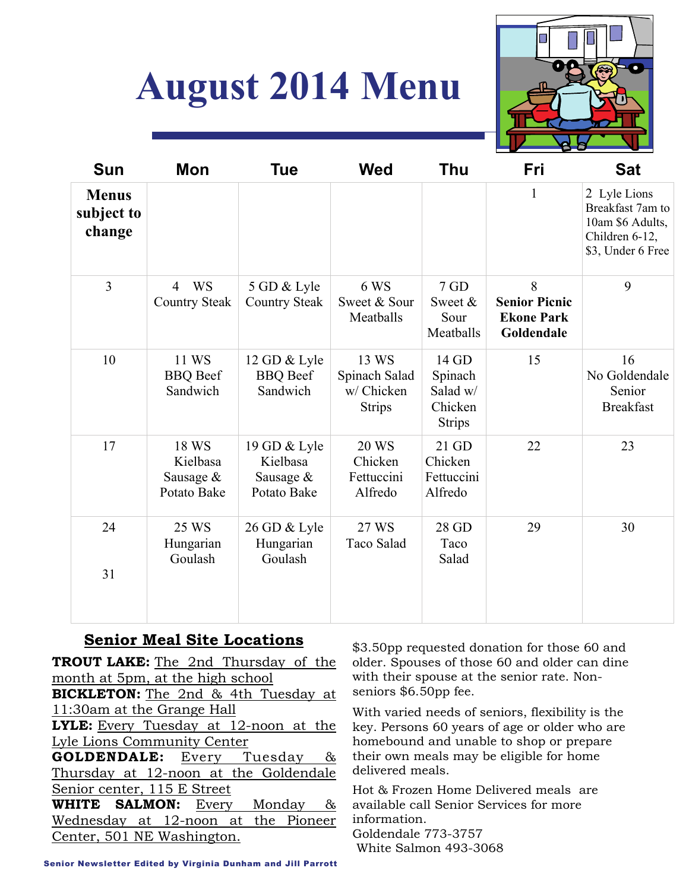# August 2014 Menu

| Sun | Mon | Tue | Wed | Thu | Fri | Sat |
|---|---|---|---|---|---|---|
| **Menus subject to change** | | | | | 1 | 2 Lyle Lions Breakfast 7am to 10am $6 Adults, Children 6-12, $3, Under 6 Free |
| 3 | 4 WS Country Steak | 5 GD & Lyle Country Steak | 6 WS Sweet & Sour Meatballs | 7 GD Sweet & Sour Meatballs | 8 **Senior Picnic Ekone Park Goldendale** | 9 |
| 10 | 11 WS BBQ Beef Sandwich | 12 GD & Lyle BBQ Beef Sandwich | 13 WS Spinach Salad w/ Chicken Strips | 14 GD Spinach Salad w/ Chicken Strips | 15 | 16 No Goldendale Senior Breakfast |
| 17 | 18 WS Kielbasa Sausage & Potato Bake | 19 GD & Lyle Kielbasa Sausage & Potato Bake | 20 WS Chicken Fettuccini Alfredo | 21 GD Chicken Fettuccini Alfredo | 22 | 23 |
| 24 / 31 | 25 WS Hungarian Goulash | 26 GD & Lyle Hungarian Goulash | 27 WS Taco Salad | 28 GD Taco Salad | 29 | 30 |

## Senior Meal Site Locations

**TROUT LAKE:** The 2nd Thursday of the month at 5pm, at the high school

**BICKLETON:** The 2nd & 4th Tuesday at 11:30am at the Grange Hall

**LYLE:** Every Tuesday at 12-noon at the Lyle Lions Community Center

**GOLDENDALE:** Every Tuesday & Thursday at 12-noon at the Goldendale Senior center, 115 E Street

**WHITE SALMON:** Every Monday & Wednesday at 12-noon at the Pioneer Center, 501 NE Washington.

$3.50pp requested donation for those 60 and older. Spouses of those 60 and older can dine with their spouse at the senior rate. Non-seniors $6.50pp fee.

With varied needs of seniors, flexibility is the key. Persons 60 years of age or older who are homebound and unable to shop or prepare their own meals may be eligible for home delivered meals.

Hot & Frozen Home Delivered meals are available call Senior Services for more information.
Goldendale 773-3757
White Salmon 493-3068

Senior Newsletter Edited by Virginia Dunham and Jill Parrott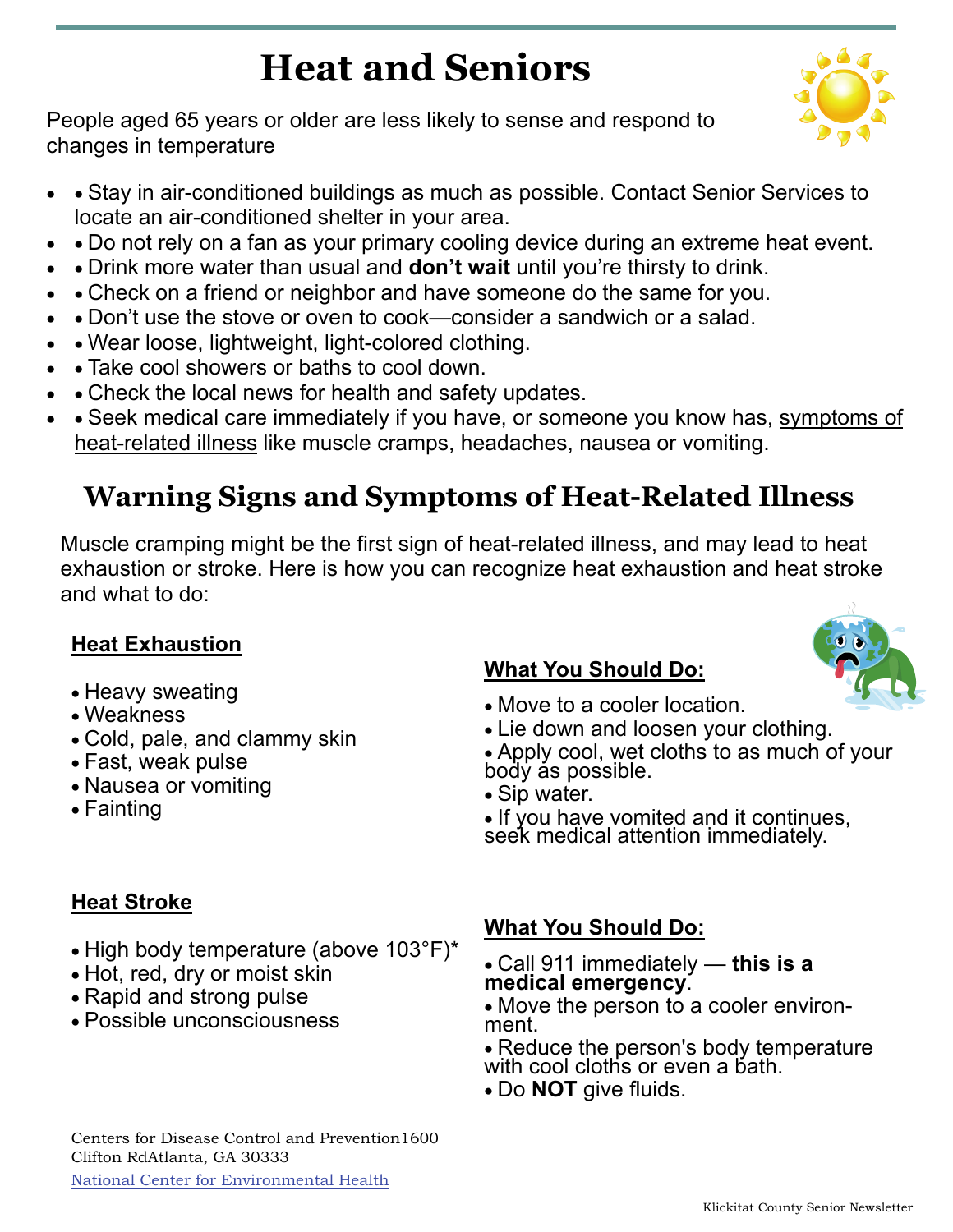# Heat and Seniors

People aged 65 years or older are less likely to sense and respond to changes in temperature

- • Stay in air-conditioned buildings as much as possible. Contact Senior Services to locate an air-conditioned shelter in your area.
- • Do not rely on a fan as your primary cooling device during an extreme heat event.
- • Drink more water than usual and **don't wait** until you're thirsty to drink.
- • Check on a friend or neighbor and have someone do the same for you.
- • Don't use the stove or oven to cook—consider a sandwich or a salad.
- • Wear loose, lightweight, light-colored clothing.
- • Take cool showers or baths to cool down.
- • Check the local news for health and safety updates.
- • Seek medical care immediately if you have, or someone you know has, symptoms of heat-related illness like muscle cramps, headaches, nausea or vomiting.

## Warning Signs and Symptoms of Heat-Related Illness

Muscle cramping might be the first sign of heat-related illness, and may lead to heat exhaustion or stroke. Here is how you can recognize heat exhaustion and heat stroke and what to do:

### Heat Exhaustion

- Heavy sweating
- Weakness
- Cold, pale, and clammy skin
- Fast, weak pulse
- Nausea or vomiting
- Fainting

### What You Should Do:

- Move to a cooler location.
- Lie down and loosen your clothing.
- Apply cool, wet cloths to as much of your body as possible.
- Sip water.
- If you have vomited and it continues, seek medical attention immediately.

### Heat Stroke

- High body temperature (above 103°F)*
- Hot, red, dry or moist skin
- Rapid and strong pulse
- Possible unconsciousness

### What You Should Do:

- Call 911 immediately — **this is a medical emergency**.
- Move the person to a cooler environment.
- Reduce the person's body temperature with cool cloths or even a bath.
- Do **NOT** give fluids.

Centers for Disease Control and Prevention1600 Clifton RdAtlanta, GA 30333

National Center for Environmental Health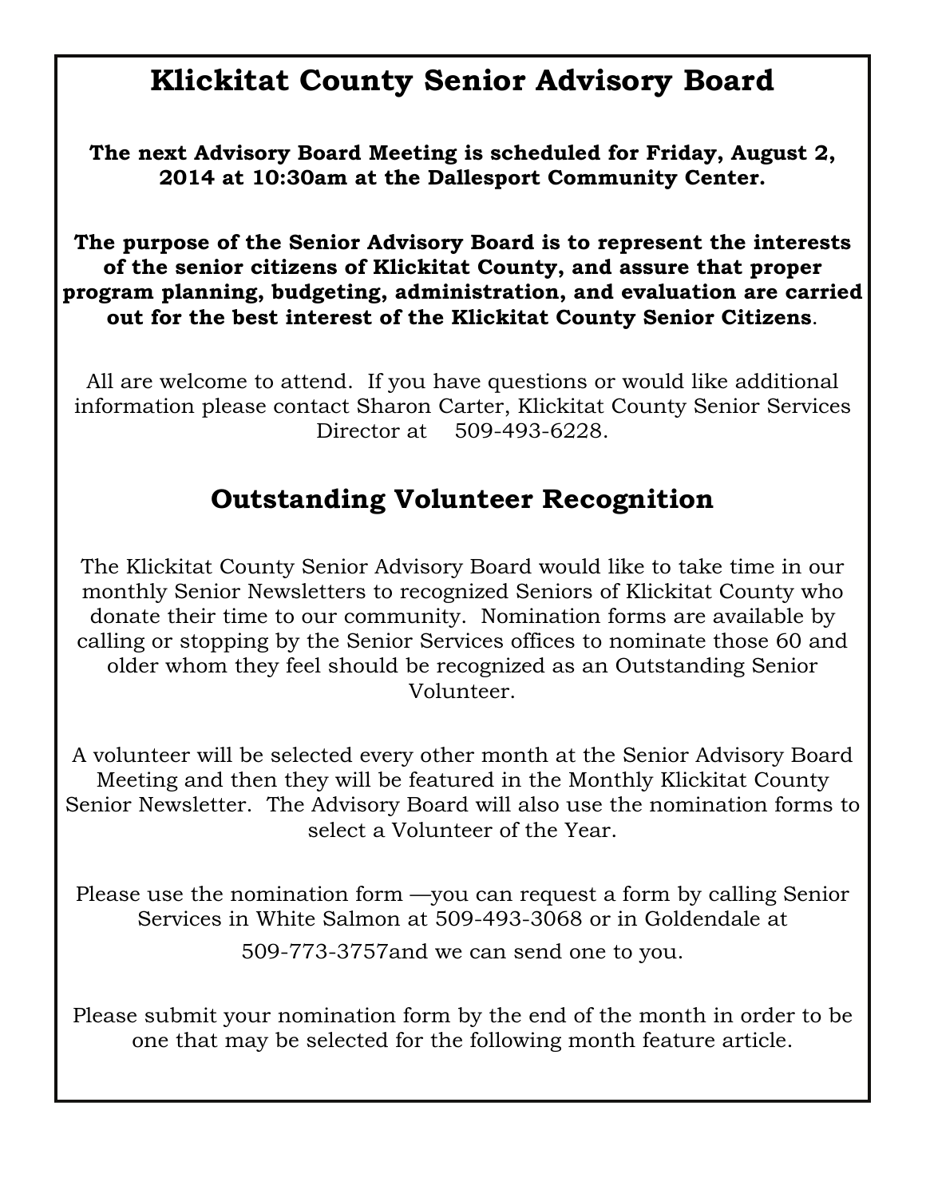# Klickitat County Senior Advisory Board

**The next Advisory Board Meeting is scheduled for Friday, August 2, 2014 at 10:30am at the Dallesport Community Center.**

**The purpose of the Senior Advisory Board is to represent the interests of the senior citizens of Klickitat County, and assure that proper program planning, budgeting, administration, and evaluation are carried out for the best interest of the Klickitat County Senior Citizens**.

All are welcome to attend. If you have questions or would like additional information please contact Sharon Carter, Klickitat County Senior Services Director at 509-493-6228.

## Outstanding Volunteer Recognition

The Klickitat County Senior Advisory Board would like to take time in our monthly Senior Newsletters to recognized Seniors of Klickitat County who donate their time to our community. Nomination forms are available by calling or stopping by the Senior Services offices to nominate those 60 and older whom they feel should be recognized as an Outstanding Senior Volunteer.

A volunteer will be selected every other month at the Senior Advisory Board Meeting and then they will be featured in the Monthly Klickitat County Senior Newsletter. The Advisory Board will also use the nomination forms to select a Volunteer of the Year.

Please use the nomination form —you can request a form by calling Senior Services in White Salmon at 509-493-3068 or in Goldendale at 509-773-3757and we can send one to you.

Please submit your nomination form by the end of the month in order to be one that may be selected for the following month feature article.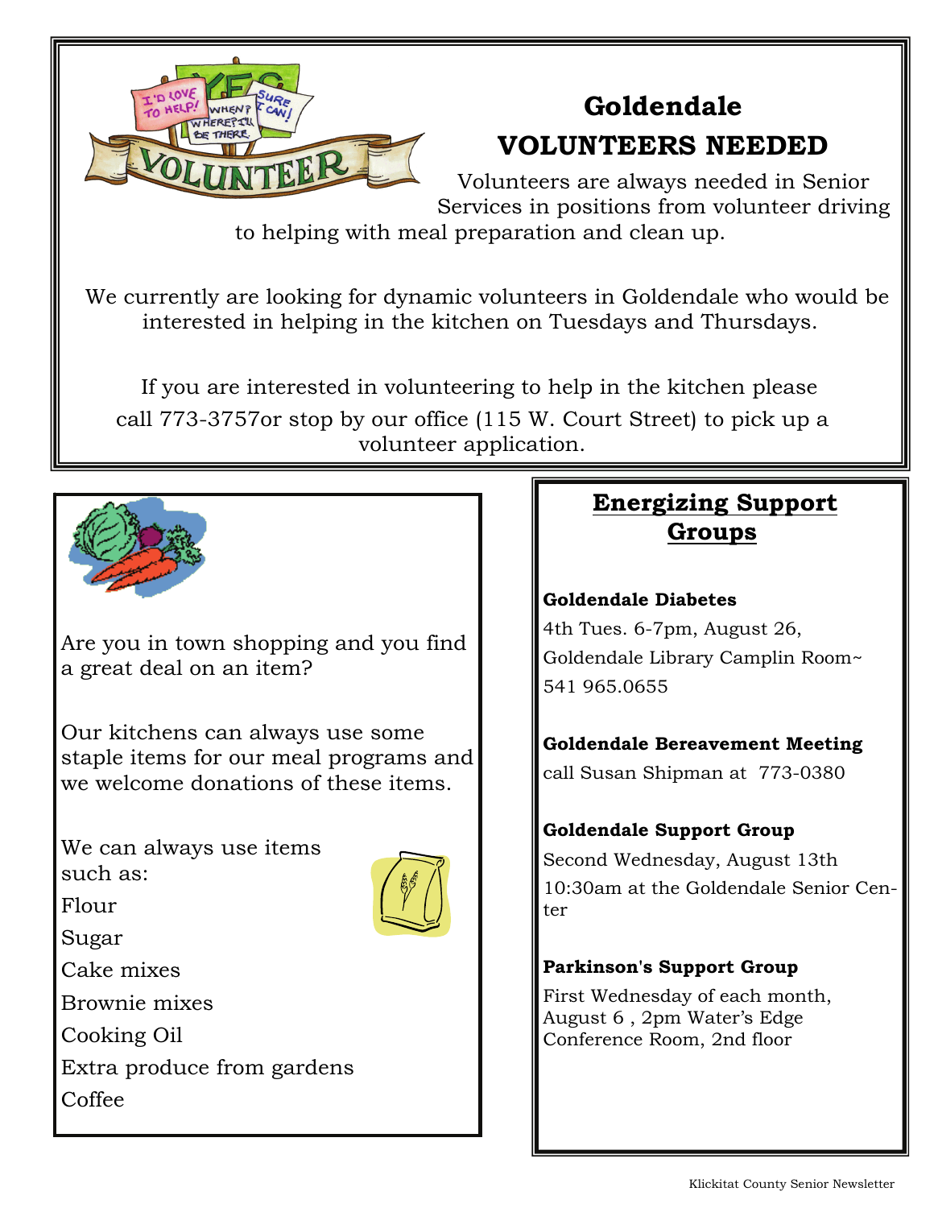## Goldendale
## VOLUNTEERS NEEDED

Volunteers are always needed in Senior Services in positions from volunteer driving to helping with meal preparation and clean up.

We currently are looking for dynamic volunteers in Goldendale who would be interested in helping in the kitchen on Tuesdays and Thursdays.

If you are interested in volunteering to help in the kitchen please call 773-3757or stop by our office (115 W. Court Street) to pick up a volunteer application.

Are you in town shopping and you find a great deal on an item?

Our kitchens can always use some staple items for our meal programs and we welcome donations of these items.

We can always use items such as:

Flour
Sugar
Cake mixes
Brownie mixes
Cooking Oil
Extra produce from gardens
Coffee

## Energizing Support Groups

**Goldendale Diabetes**
4th Tues. 6-7pm, August 26,
Goldendale Library Camplin Room~
541 965.0655

**Goldendale Bereavement Meeting**
call Susan Shipman at 773-0380

**Goldendale Support Group**
Second Wednesday, August 13th
10:30am at the Goldendale Senior Center

**Parkinson's Support Group**
First Wednesday of each month, August 6 , 2pm Water's Edge Conference Room, 2nd floor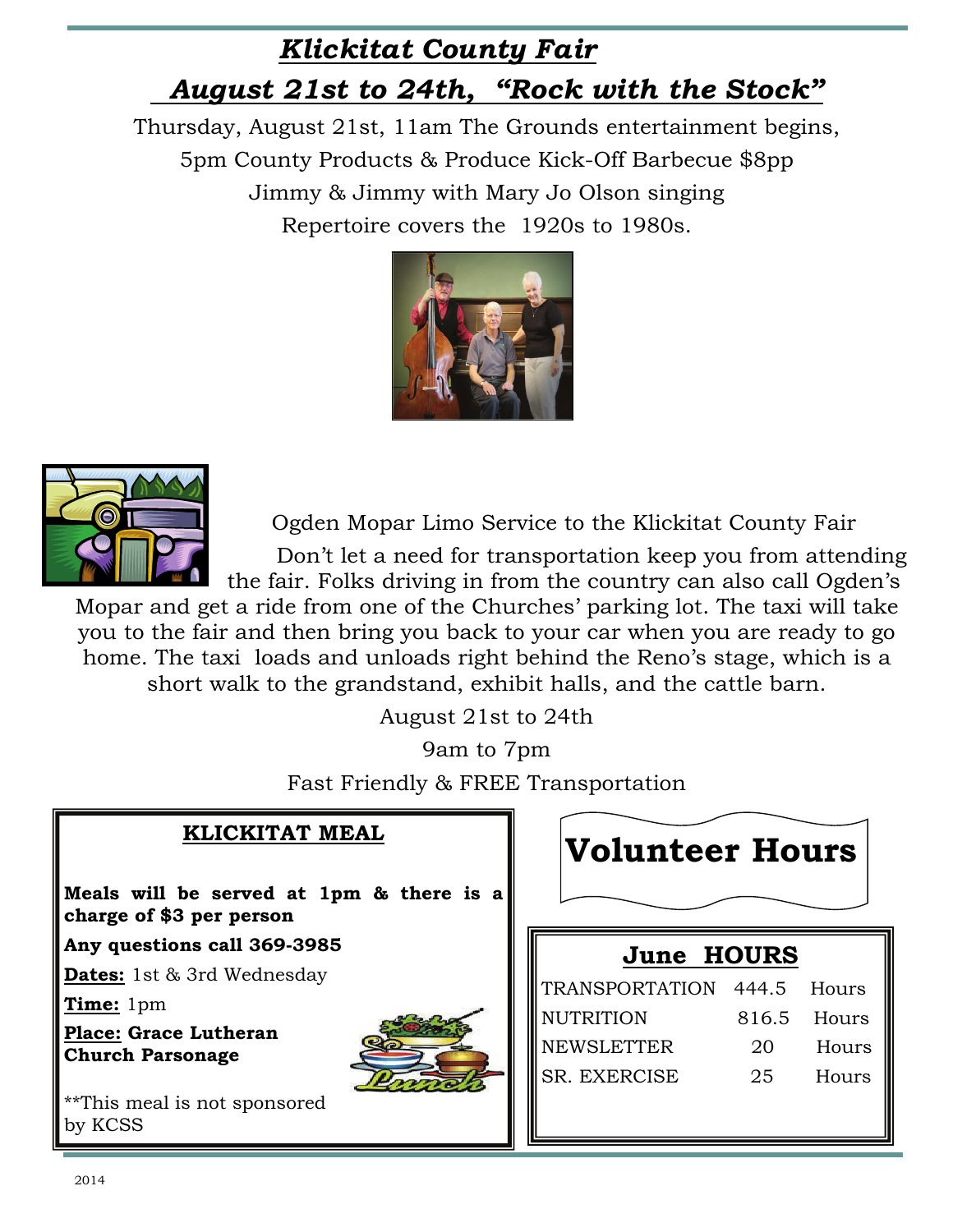# *Klickitat County Fair*

## *August 21st to 24th, "Rock with the Stock"*

Thursday, August 21st, 11am The Grounds entertainment begins,

5pm County Products & Produce Kick-Off Barbecue $8pp

Jimmy & Jimmy with Mary Jo Olson singing

Repertoire covers the 1920s to 1980s.

Ogden Mopar Limo Service to the Klickitat County Fair

Don't let a need for transportation keep you from attending the fair. Folks driving in from the country can also call Ogden's Mopar and get a ride from one of the Churches' parking lot. The taxi will take you to the fair and then bring you back to your car when you are ready to go home. The taxi loads and unloads right behind the Reno's stage, which is a short walk to the grandstand, exhibit halls, and the cattle barn.

August 21st to 24th

9am to 7pm

Fast Friendly & FREE Transportation

### KLICKITAT MEAL

**Meals will be served at 1pm & there is a charge of $3 per person**

**Any questions call 369-3985**

**Dates:** 1st & 3rd Wednesday

**Time:** 1pm

**Place: Grace Lutheran Church Parsonage**

**This meal is not sponsored by KCSS

## Volunteer Hours

### June HOURS

| | | |
|---|---|---|
| TRANSPORTATION | 444.5 | Hours |
| NUTRITION | 816.5 | Hours |
| NEWSLETTER | 20 | Hours |
| SR. EXERCISE | 25 | Hours |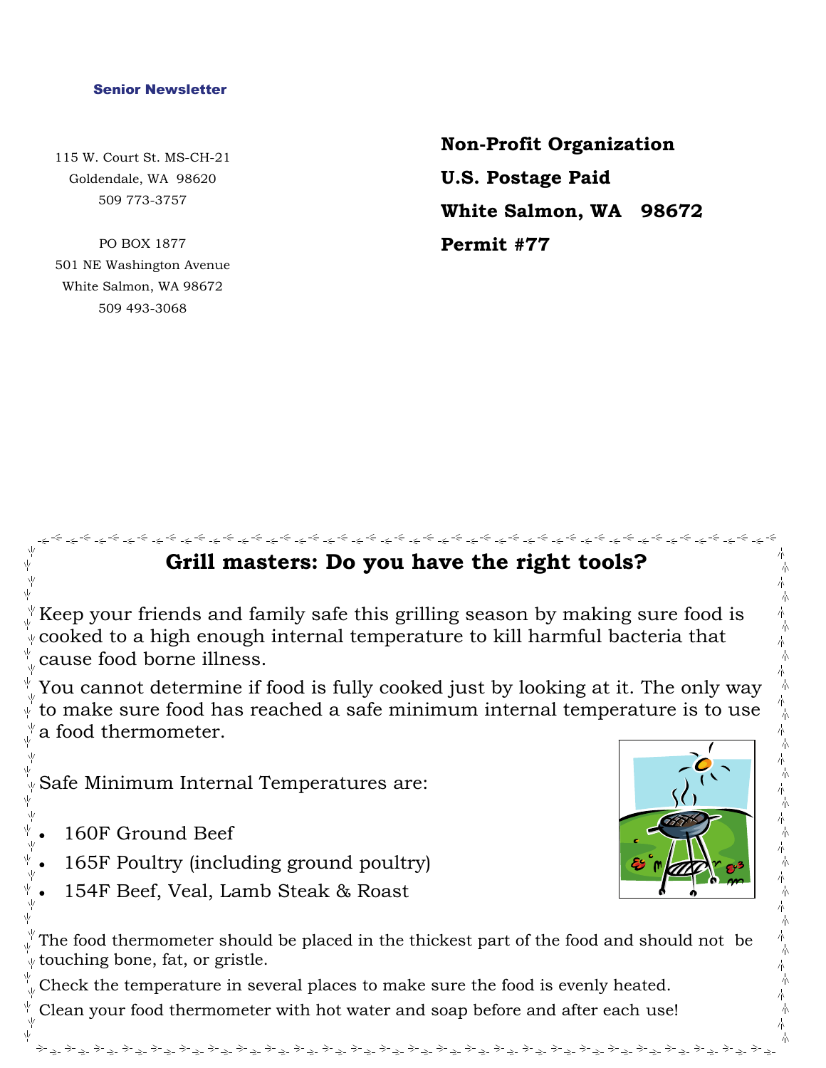**Senior Newsletter**

115 W. Court St. MS-CH-21
Goldendale, WA 98620
509 773-3757

PO BOX 1877
501 NE Washington Avenue
White Salmon, WA 98672
509 493-3068

**Non-Profit Organization**
**U.S. Postage Paid**
**White Salmon, WA 98672**
**Permit #77**

## Grill masters: Do you have the right tools?

Keep your friends and family safe this grilling season by making sure food is cooked to a high enough internal temperature to kill harmful bacteria that cause food borne illness.

You cannot determine if food is fully cooked just by looking at it. The only way to make sure food has reached a safe minimum internal temperature is to use a food thermometer.

Safe Minimum Internal Temperatures are:

- 160F Ground Beef
- 165F Poultry (including ground poultry)
- 154F Beef, Veal, Lamb Steak & Roast

The food thermometer should be placed in the thickest part of the food and should not be touching bone, fat, or gristle.

Check the temperature in several places to make sure the food is evenly heated.

Clean your food thermometer with hot water and soap before and after each use!